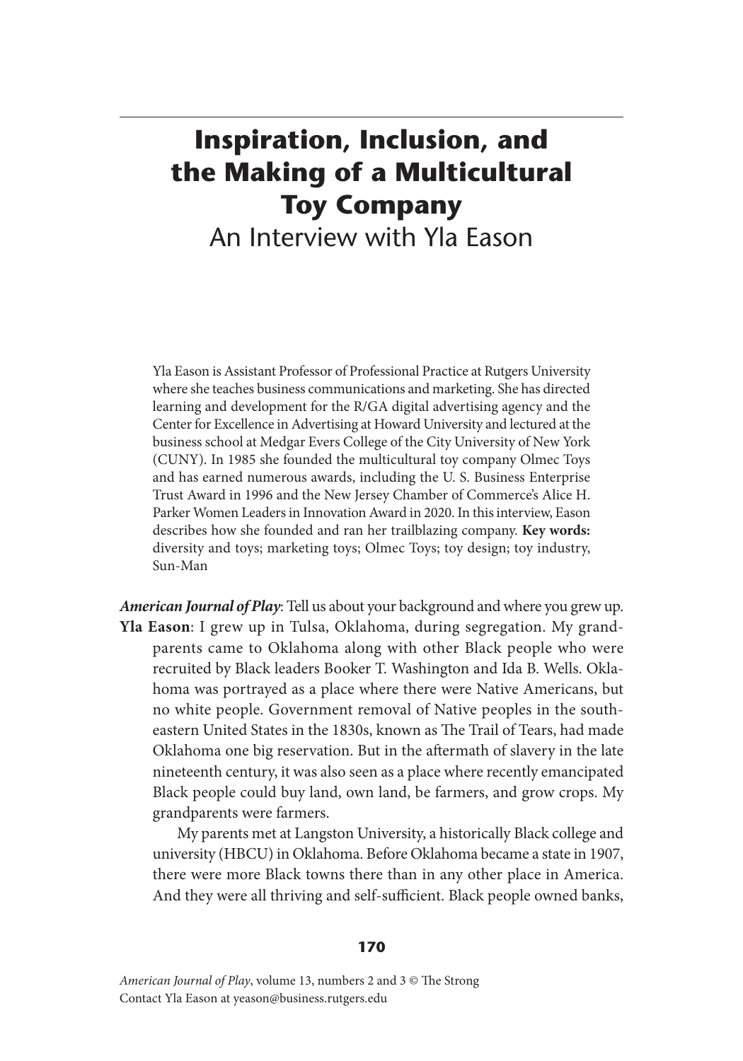# Inspiration, Inclusion, and the Making of a Multicultural Toy Company

## An Interview with Yla Eason

Yla Eason is Assistant Professor of Professional Practice at Rutgers University where she teaches business communications and marketing. She has directed learning and development for the R/GA digital advertising agency and the Center for Excellence in Advertising at Howard University and lectured at the business school at Medgar Evers College of the City University of New York (CUNY). In 1985 she founded the multicultural toy company Olmec Toys and has earned numerous awards, including the U. S. Business Enterprise Trust Award in 1996 and the New Jersey Chamber of Commerce's Alice H. Parker Women Leaders in Innovation Award in 2020. In this interview, Eason describes how she founded and ran her trailblazing company. **Key words:** diversity and toys; marketing toys; Olmec Toys; toy design; toy industry, Sun-Man

***American Journal of Play***: Tell us about your background and where you grew up.

**Yla Eason**: I grew up in Tulsa, Oklahoma, during segregation. My grandparents came to Oklahoma along with other Black people who were recruited by Black leaders Booker T. Washington and Ida B. Wells. Oklahoma was portrayed as a place where there were Native Americans, but no white people. Government removal of Native peoples in the southeastern United States in the 1830s, known as The Trail of Tears, had made Oklahoma one big reservation. But in the aftermath of slavery in the late nineteenth century, it was also seen as a place where recently emancipated Black people could buy land, own land, be farmers, and grow crops. My grandparents were farmers.

My parents met at Langston University, a historically Black college and university (HBCU) in Oklahoma. Before Oklahoma became a state in 1907, there were more Black towns there than in any other place in America. And they were all thriving and self-sufficient. Black people owned banks,

*American Journal of Play*, volume 13, numbers 2 and 3 © The Strong
Contact Yla Eason at yeason@business.rutgers.edu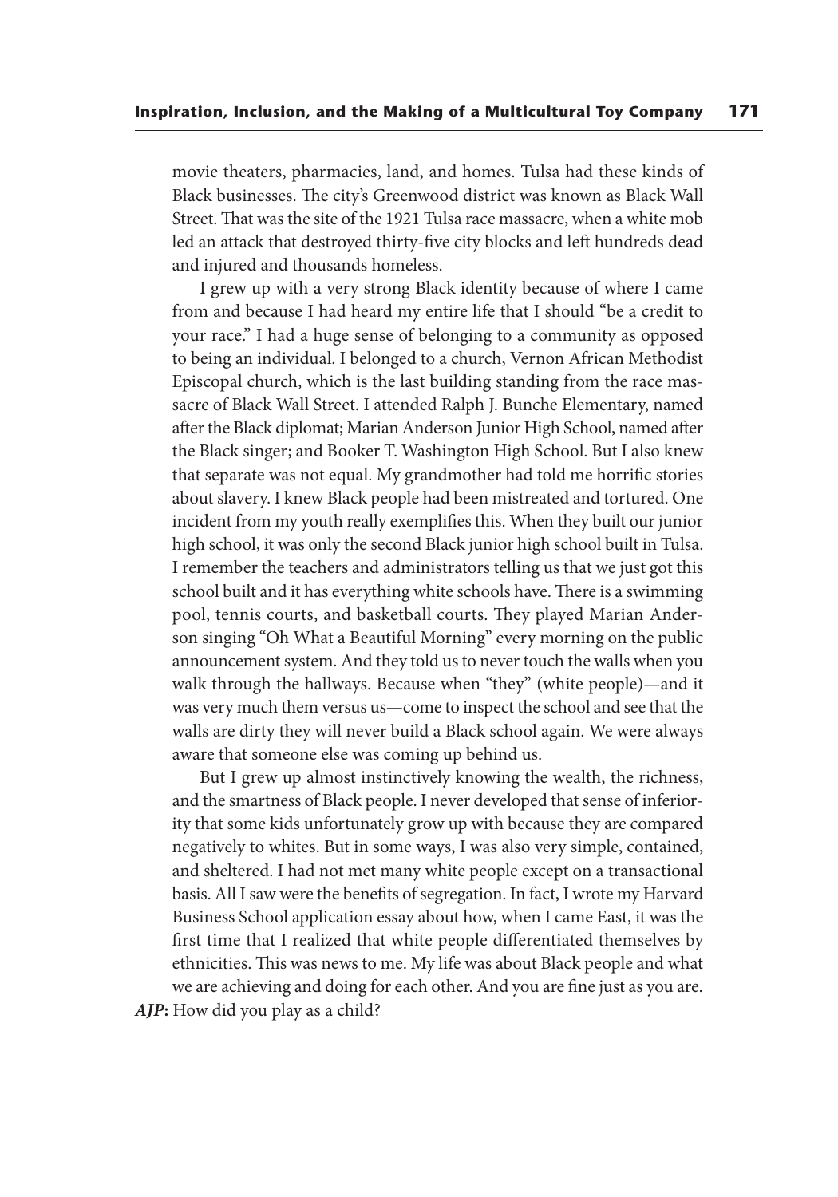movie theaters, pharmacies, land, and homes. Tulsa had these kinds of Black businesses. The city's Greenwood district was known as Black Wall Street. That was the site of the 1921 Tulsa race massacre, when a white mob led an attack that destroyed thirty-five city blocks and left hundreds dead and injured and thousands homeless.

I grew up with a very strong Black identity because of where I came from and because I had heard my entire life that I should "be a credit to your race." I had a huge sense of belonging to a community as opposed to being an individual. I belonged to a church, Vernon African Methodist Episcopal church, which is the last building standing from the race massacre of Black Wall Street. I attended Ralph J. Bunche Elementary, named after the Black diplomat; Marian Anderson Junior High School, named after the Black singer; and Booker T. Washington High School. But I also knew that separate was not equal. My grandmother had told me horrific stories about slavery. I knew Black people had been mistreated and tortured. One incident from my youth really exemplifies this. When they built our junior high school, it was only the second Black junior high school built in Tulsa. I remember the teachers and administrators telling us that we just got this school built and it has everything white schools have. There is a swimming pool, tennis courts, and basketball courts. They played Marian Anderson singing "Oh What a Beautiful Morning" every morning on the public announcement system. And they told us to never touch the walls when you walk through the hallways. Because when "they" (white people)—and it was very much them versus us—come to inspect the school and see that the walls are dirty they will never build a Black school again. We were always aware that someone else was coming up behind us.

But I grew up almost instinctively knowing the wealth, the richness, and the smartness of Black people. I never developed that sense of inferiority that some kids unfortunately grow up with because they are compared negatively to whites. But in some ways, I was also very simple, contained, and sheltered. I had not met many white people except on a transactional basis. All I saw were the benefits of segregation. In fact, I wrote my Harvard Business School application essay about how, when I came East, it was the first time that I realized that white people differentiated themselves by ethnicities. This was news to me. My life was about Black people and what we are achieving and doing for each other. And you are fine just as you are.

***AJP*:** How did you play as a child?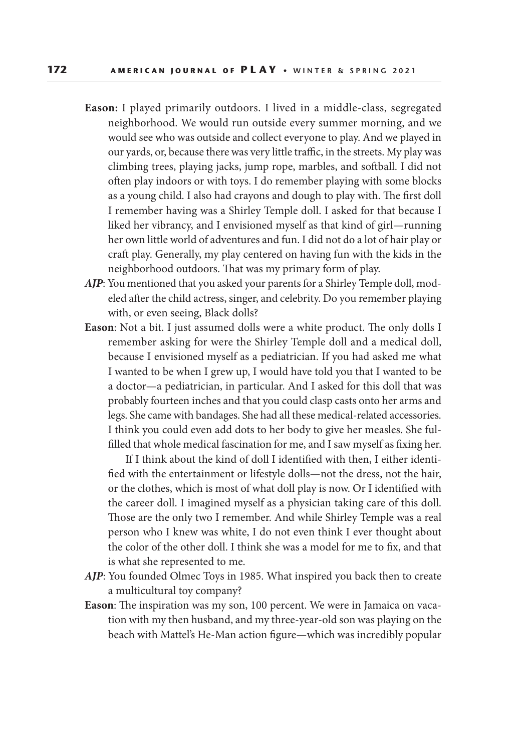**Eason:** I played primarily outdoors. I lived in a middle-class, segregated neighborhood. We would run outside every summer morning, and we would see who was outside and collect everyone to play. And we played in our yards, or, because there was very little traffic, in the streets. My play was climbing trees, playing jacks, jump rope, marbles, and softball. I did not often play indoors or with toys. I do remember playing with some blocks as a young child. I also had crayons and dough to play with. The first doll I remember having was a Shirley Temple doll. I asked for that because I liked her vibrancy, and I envisioned myself as that kind of girl—running her own little world of adventures and fun. I did not do a lot of hair play or craft play. Generally, my play centered on having fun with the kids in the neighborhood outdoors. That was my primary form of play.

***AJP***: You mentioned that you asked your parents for a Shirley Temple doll, modeled after the child actress, singer, and celebrity. Do you remember playing with, or even seeing, Black dolls?

**Eason**: Not a bit. I just assumed dolls were a white product. The only dolls I remember asking for were the Shirley Temple doll and a medical doll, because I envisioned myself as a pediatrician. If you had asked me what I wanted to be when I grew up, I would have told you that I wanted to be a doctor—a pediatrician, in particular. And I asked for this doll that was probably fourteen inches and that you could clasp casts onto her arms and legs. She came with bandages. She had all these medical-related accessories. I think you could even add dots to her body to give her measles. She fulfilled that whole medical fascination for me, and I saw myself as fixing her.

If I think about the kind of doll I identified with then, I either identified with the entertainment or lifestyle dolls—not the dress, not the hair, or the clothes, which is most of what doll play is now. Or I identified with the career doll. I imagined myself as a physician taking care of this doll. Those are the only two I remember. And while Shirley Temple was a real person who I knew was white, I do not even think I ever thought about the color of the other doll. I think she was a model for me to fix, and that is what she represented to me.

***AJP***: You founded Olmec Toys in 1985. What inspired you back then to create a multicultural toy company?

**Eason**: The inspiration was my son, 100 percent. We were in Jamaica on vacation with my then husband, and my three-year-old son was playing on the beach with Mattel's He-Man action figure—which was incredibly popular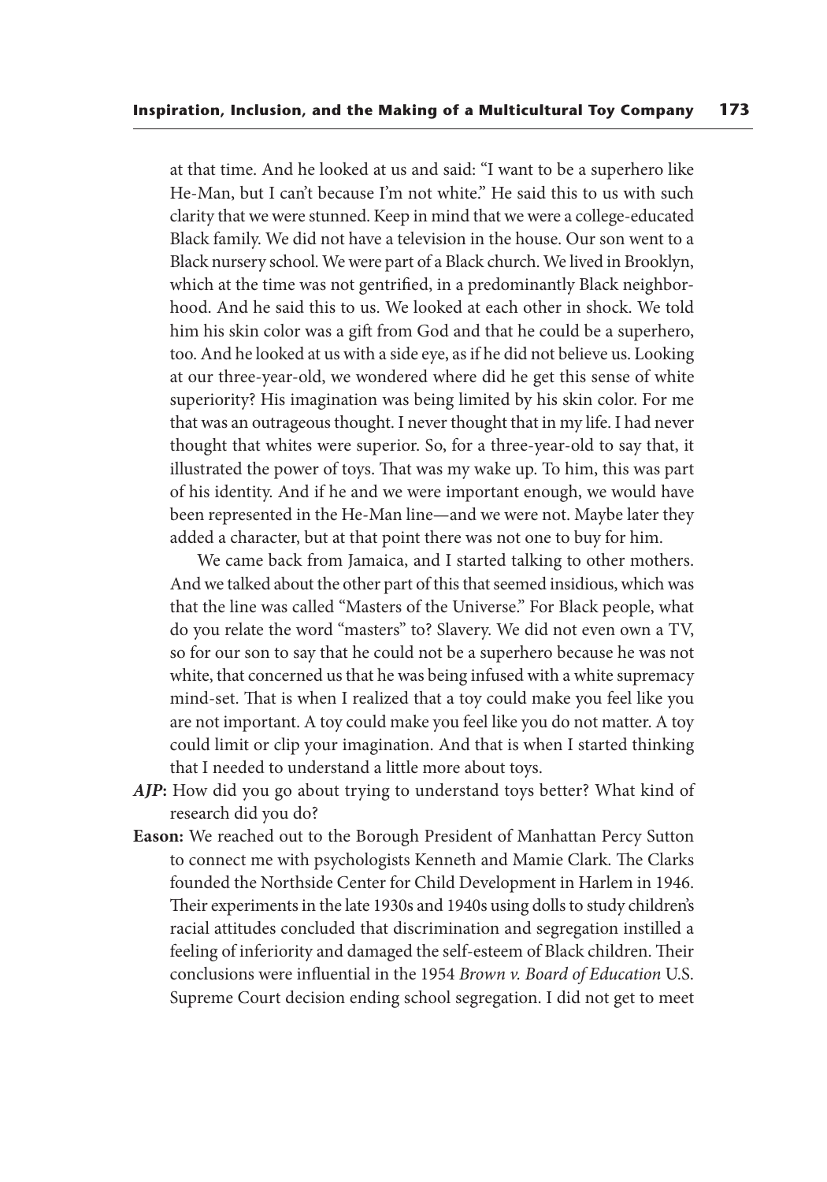at that time. And he looked at us and said: "I want to be a superhero like He-Man, but I can't because I'm not white." He said this to us with such clarity that we were stunned. Keep in mind that we were a college-educated Black family. We did not have a television in the house. Our son went to a Black nursery school. We were part of a Black church. We lived in Brooklyn, which at the time was not gentrified, in a predominantly Black neighborhood. And he said this to us. We looked at each other in shock. We told him his skin color was a gift from God and that he could be a superhero, too. And he looked at us with a side eye, as if he did not believe us. Looking at our three-year-old, we wondered where did he get this sense of white superiority? His imagination was being limited by his skin color. For me that was an outrageous thought. I never thought that in my life. I had never thought that whites were superior. So, for a three-year-old to say that, it illustrated the power of toys. That was my wake up. To him, this was part of his identity. And if he and we were important enough, we would have been represented in the He-Man line—and we were not. Maybe later they added a character, but at that point there was not one to buy for him.

We came back from Jamaica, and I started talking to other mothers. And we talked about the other part of this that seemed insidious, which was that the line was called "Masters of the Universe." For Black people, what do you relate the word "masters" to? Slavery. We did not even own a TV, so for our son to say that he could not be a superhero because he was not white, that concerned us that he was being infused with a white supremacy mind-set. That is when I realized that a toy could make you feel like you are not important. A toy could make you feel like you do not matter. A toy could limit or clip your imagination. And that is when I started thinking that I needed to understand a little more about toys.

***AJP*:** How did you go about trying to understand toys better? What kind of research did you do?

**Eason:** We reached out to the Borough President of Manhattan Percy Sutton to connect me with psychologists Kenneth and Mamie Clark. The Clarks founded the Northside Center for Child Development in Harlem in 1946. Their experiments in the late 1930s and 1940s using dolls to study children's racial attitudes concluded that discrimination and segregation instilled a feeling of inferiority and damaged the self-esteem of Black children. Their conclusions were influential in the 1954 *Brown v. Board of Education* U.S. Supreme Court decision ending school segregation. I did not get to meet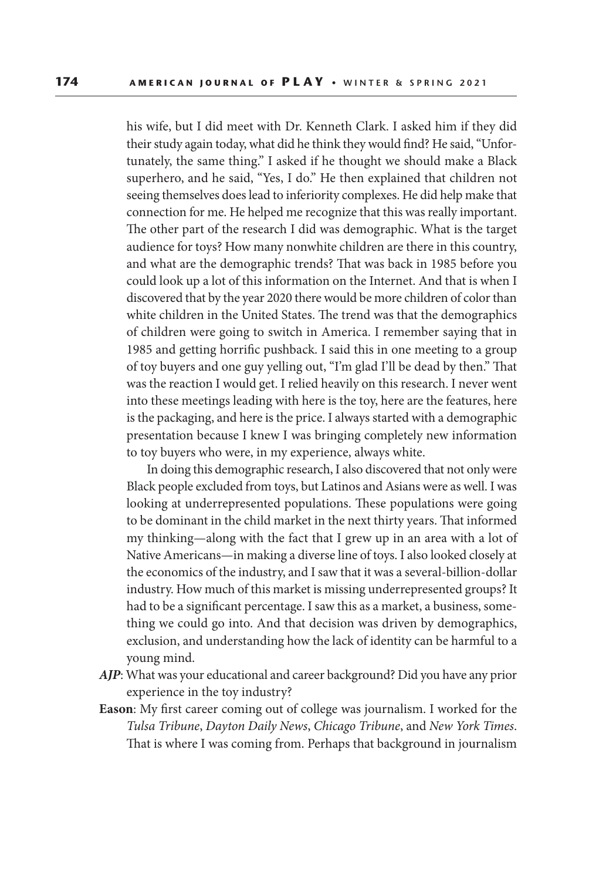his wife, but I did meet with Dr. Kenneth Clark. I asked him if they did their study again today, what did he think they would find? He said, "Unfortunately, the same thing." I asked if he thought we should make a Black superhero, and he said, "Yes, I do." He then explained that children not seeing themselves does lead to inferiority complexes. He did help make that connection for me. He helped me recognize that this was really important. The other part of the research I did was demographic. What is the target audience for toys? How many nonwhite children are there in this country, and what are the demographic trends? That was back in 1985 before you could look up a lot of this information on the Internet. And that is when I discovered that by the year 2020 there would be more children of color than white children in the United States. The trend was that the demographics of children were going to switch in America. I remember saying that in 1985 and getting horrific pushback. I said this in one meeting to a group of toy buyers and one guy yelling out, "I'm glad I'll be dead by then." That was the reaction I would get. I relied heavily on this research. I never went into these meetings leading with here is the toy, here are the features, here is the packaging, and here is the price. I always started with a demographic presentation because I knew I was bringing completely new information to toy buyers who were, in my experience, always white.

In doing this demographic research, I also discovered that not only were Black people excluded from toys, but Latinos and Asians were as well. I was looking at underrepresented populations. These populations were going to be dominant in the child market in the next thirty years. That informed my thinking—along with the fact that I grew up in an area with a lot of Native Americans—in making a diverse line of toys. I also looked closely at the economics of the industry, and I saw that it was a several-billion-dollar industry. How much of this market is missing underrepresented groups? It had to be a significant percentage. I saw this as a market, a business, something we could go into. And that decision was driven by demographics, exclusion, and understanding how the lack of identity can be harmful to a young mind.

***AJP***: What was your educational and career background? Did you have any prior experience in the toy industry?

**Eason**: My first career coming out of college was journalism. I worked for the *Tulsa Tribune*, *Dayton Daily News*, *Chicago Tribune*, and *New York Times*. That is where I was coming from. Perhaps that background in journalism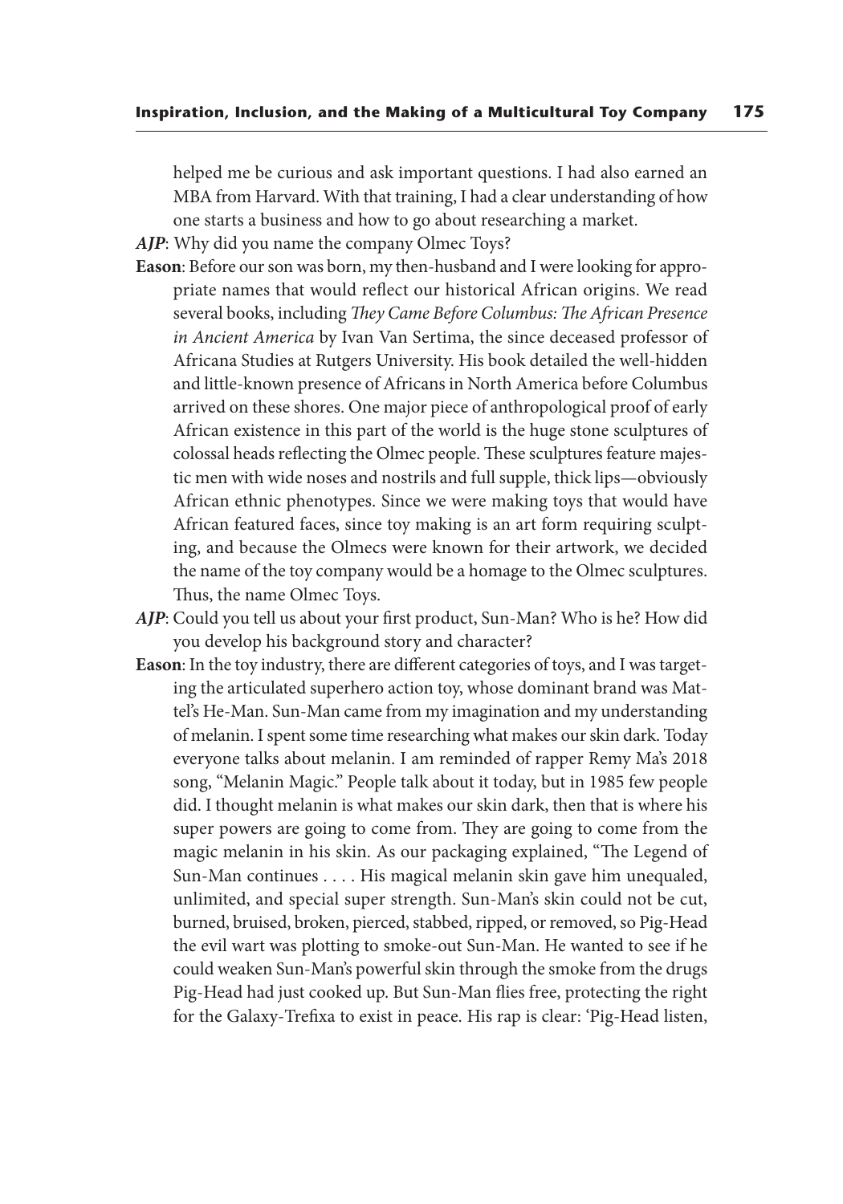helped me be curious and ask important questions. I had also earned an MBA from Harvard. With that training, I had a clear understanding of how one starts a business and how to go about researching a market.

***AJP***: Why did you name the company Olmec Toys?

**Eason**: Before our son was born, my then-husband and I were looking for appropriate names that would reflect our historical African origins. We read several books, including *They Came Before Columbus: The African Presence in Ancient America* by Ivan Van Sertima, the since deceased professor of Africana Studies at Rutgers University. His book detailed the well-hidden and little-known presence of Africans in North America before Columbus arrived on these shores. One major piece of anthropological proof of early African existence in this part of the world is the huge stone sculptures of colossal heads reflecting the Olmec people. These sculptures feature majestic men with wide noses and nostrils and full supple, thick lips—obviously African ethnic phenotypes. Since we were making toys that would have African featured faces, since toy making is an art form requiring sculpting, and because the Olmecs were known for their artwork, we decided the name of the toy company would be a homage to the Olmec sculptures. Thus, the name Olmec Toys.

***AJP***: Could you tell us about your first product, Sun-Man? Who is he? How did you develop his background story and character?

**Eason**: In the toy industry, there are different categories of toys, and I was targeting the articulated superhero action toy, whose dominant brand was Mattel's He-Man. Sun-Man came from my imagination and my understanding of melanin. I spent some time researching what makes our skin dark. Today everyone talks about melanin. I am reminded of rapper Remy Ma's 2018 song, "Melanin Magic." People talk about it today, but in 1985 few people did. I thought melanin is what makes our skin dark, then that is where his super powers are going to come from. They are going to come from the magic melanin in his skin. As our packaging explained, "The Legend of Sun-Man continues . . . . His magical melanin skin gave him unequaled, unlimited, and special super strength. Sun-Man's skin could not be cut, burned, bruised, broken, pierced, stabbed, ripped, or removed, so Pig-Head the evil wart was plotting to smoke-out Sun-Man. He wanted to see if he could weaken Sun-Man's powerful skin through the smoke from the drugs Pig-Head had just cooked up. But Sun-Man flies free, protecting the right for the Galaxy-Trefixa to exist in peace. His rap is clear: 'Pig-Head listen,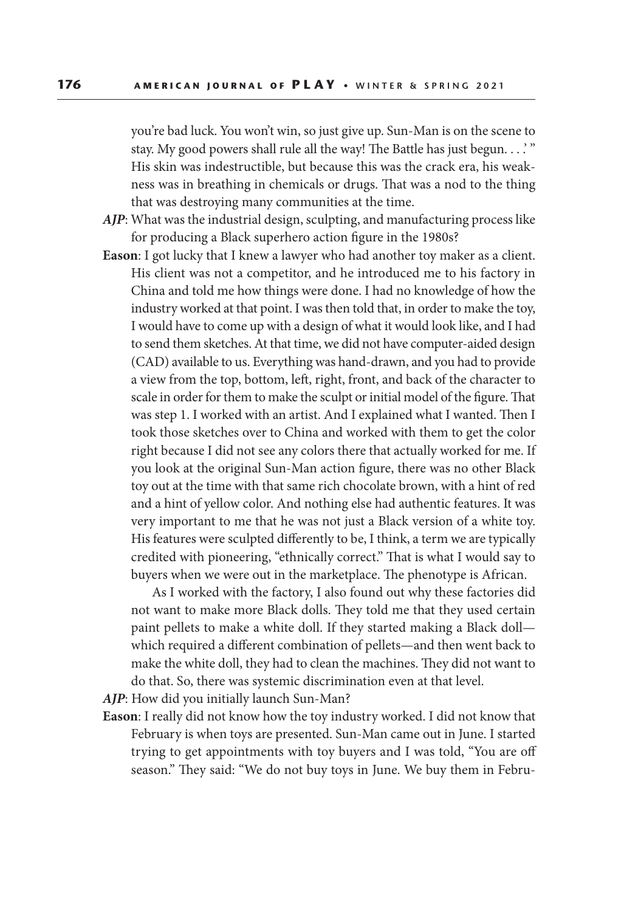you're bad luck. You won't win, so just give up. Sun-Man is on the scene to stay. My good powers shall rule all the way! The Battle has just begun. . . .'" His skin was indestructible, but because this was the crack era, his weakness was in breathing in chemicals or drugs. That was a nod to the thing that was destroying many communities at the time.

***AJP***: What was the industrial design, sculpting, and manufacturing process like for producing a Black superhero action figure in the 1980s?

**Eason**: I got lucky that I knew a lawyer who had another toy maker as a client. His client was not a competitor, and he introduced me to his factory in China and told me how things were done. I had no knowledge of how the industry worked at that point. I was then told that, in order to make the toy, I would have to come up with a design of what it would look like, and I had to send them sketches. At that time, we did not have computer-aided design (CAD) available to us. Everything was hand-drawn, and you had to provide a view from the top, bottom, left, right, front, and back of the character to scale in order for them to make the sculpt or initial model of the figure. That was step 1. I worked with an artist. And I explained what I wanted. Then I took those sketches over to China and worked with them to get the color right because I did not see any colors there that actually worked for me. If you look at the original Sun-Man action figure, there was no other Black toy out at the time with that same rich chocolate brown, with a hint of red and a hint of yellow color. And nothing else had authentic features. It was very important to me that he was not just a Black version of a white toy. His features were sculpted differently to be, I think, a term we are typically credited with pioneering, "ethnically correct." That is what I would say to buyers when we were out in the marketplace. The phenotype is African.

As I worked with the factory, I also found out why these factories did not want to make more Black dolls. They told me that they used certain paint pellets to make a white doll. If they started making a Black doll—which required a different combination of pellets—and then went back to make the white doll, they had to clean the machines. They did not want to do that. So, there was systemic discrimination even at that level.

***AJP***: How did you initially launch Sun-Man?

**Eason**: I really did not know how the toy industry worked. I did not know that February is when toys are presented. Sun-Man came out in June. I started trying to get appointments with toy buyers and I was told, "You are off season." They said: "We do not buy toys in June. We buy them in Febru-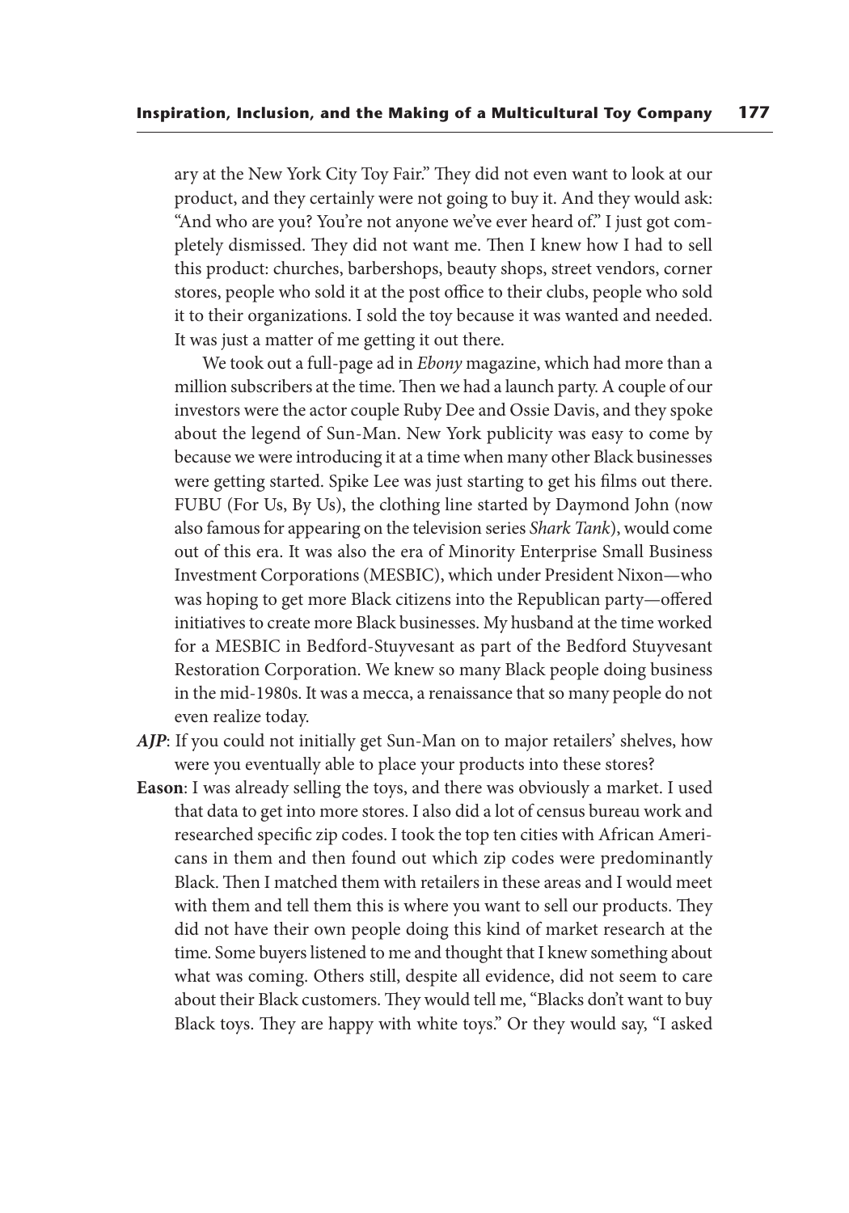ary at the New York City Toy Fair." They did not even want to look at our product, and they certainly were not going to buy it. And they would ask: "And who are you? You're not anyone we've ever heard of." I just got completely dismissed. They did not want me. Then I knew how I had to sell this product: churches, barbershops, beauty shops, street vendors, corner stores, people who sold it at the post office to their clubs, people who sold it to their organizations. I sold the toy because it was wanted and needed. It was just a matter of me getting it out there.

We took out a full-page ad in *Ebony* magazine, which had more than a million subscribers at the time. Then we had a launch party. A couple of our investors were the actor couple Ruby Dee and Ossie Davis, and they spoke about the legend of Sun-Man. New York publicity was easy to come by because we were introducing it at a time when many other Black businesses were getting started. Spike Lee was just starting to get his films out there. FUBU (For Us, By Us), the clothing line started by Daymond John (now also famous for appearing on the television series *Shark Tank*), would come out of this era. It was also the era of Minority Enterprise Small Business Investment Corporations (MESBIC), which under President Nixon—who was hoping to get more Black citizens into the Republican party—offered initiatives to create more Black businesses. My husband at the time worked for a MESBIC in Bedford-Stuyvesant as part of the Bedford Stuyvesant Restoration Corporation. We knew so many Black people doing business in the mid-1980s. It was a mecca, a renaissance that so many people do not even realize today.

***AJP***: If you could not initially get Sun-Man on to major retailers' shelves, how were you eventually able to place your products into these stores?

**Eason**: I was already selling the toys, and there was obviously a market. I used that data to get into more stores. I also did a lot of census bureau work and researched specific zip codes. I took the top ten cities with African Americans in them and then found out which zip codes were predominantly Black. Then I matched them with retailers in these areas and I would meet with them and tell them this is where you want to sell our products. They did not have their own people doing this kind of market research at the time. Some buyers listened to me and thought that I knew something about what was coming. Others still, despite all evidence, did not seem to care about their Black customers. They would tell me, "Blacks don't want to buy Black toys. They are happy with white toys." Or they would say, "I asked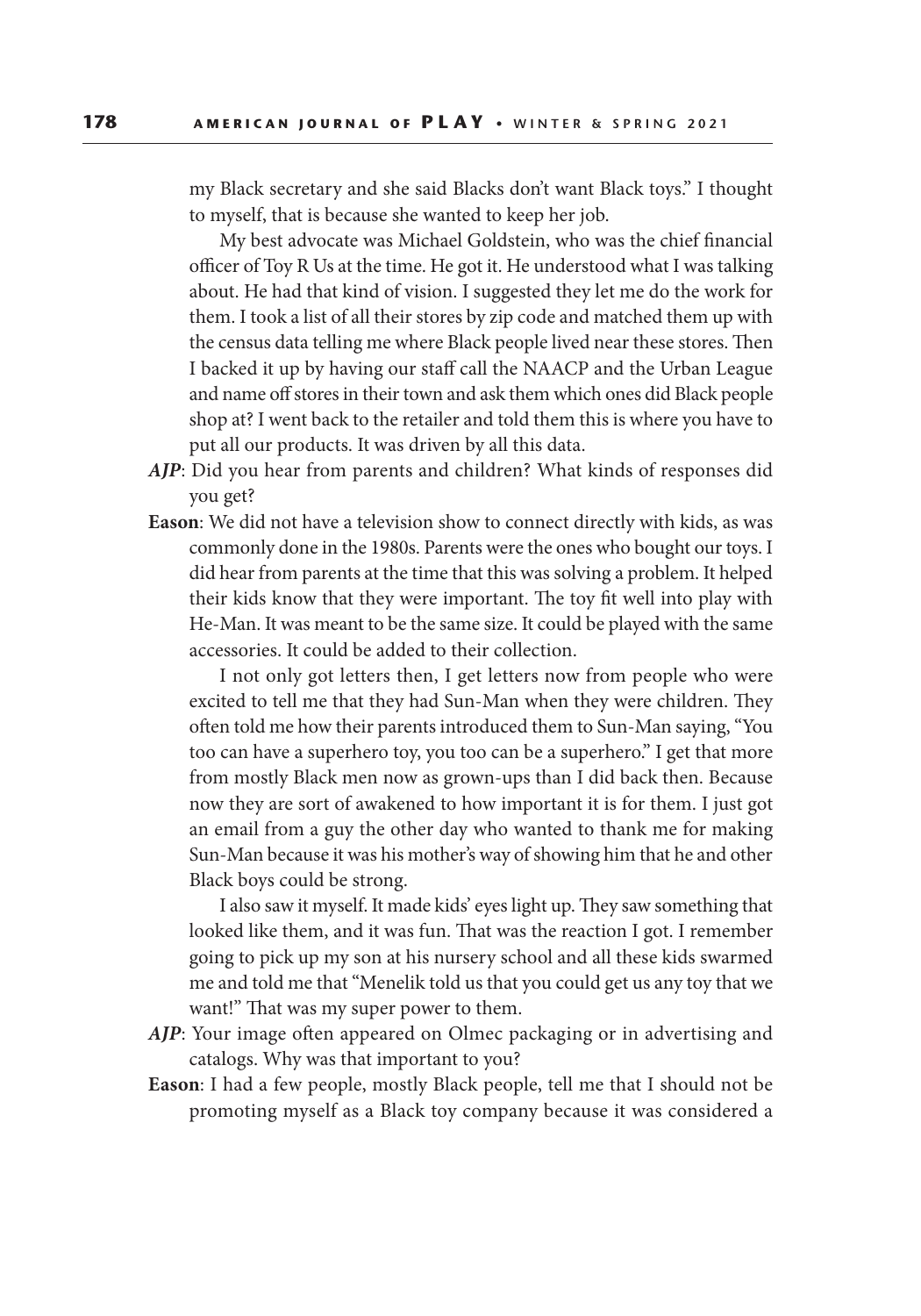my Black secretary and she said Blacks don't want Black toys." I thought to myself, that is because she wanted to keep her job.

My best advocate was Michael Goldstein, who was the chief financial officer of Toy R Us at the time. He got it. He understood what I was talking about. He had that kind of vision. I suggested they let me do the work for them. I took a list of all their stores by zip code and matched them up with the census data telling me where Black people lived near these stores. Then I backed it up by having our staff call the NAACP and the Urban League and name off stores in their town and ask them which ones did Black people shop at? I went back to the retailer and told them this is where you have to put all our products. It was driven by all this data.

***AJP***: Did you hear from parents and children? What kinds of responses did you get?

**Eason**: We did not have a television show to connect directly with kids, as was commonly done in the 1980s. Parents were the ones who bought our toys. I did hear from parents at the time that this was solving a problem. It helped their kids know that they were important. The toy fit well into play with He-Man. It was meant to be the same size. It could be played with the same accessories. It could be added to their collection.

I not only got letters then, I get letters now from people who were excited to tell me that they had Sun-Man when they were children. They often told me how their parents introduced them to Sun-Man saying, "You too can have a superhero toy, you too can be a superhero." I get that more from mostly Black men now as grown-ups than I did back then. Because now they are sort of awakened to how important it is for them. I just got an email from a guy the other day who wanted to thank me for making Sun-Man because it was his mother's way of showing him that he and other Black boys could be strong.

I also saw it myself. It made kids' eyes light up. They saw something that looked like them, and it was fun. That was the reaction I got. I remember going to pick up my son at his nursery school and all these kids swarmed me and told me that "Menelik told us that you could get us any toy that we want!" That was my super power to them.

***AJP***: Your image often appeared on Olmec packaging or in advertising and catalogs. Why was that important to you?

**Eason**: I had a few people, mostly Black people, tell me that I should not be promoting myself as a Black toy company because it was considered a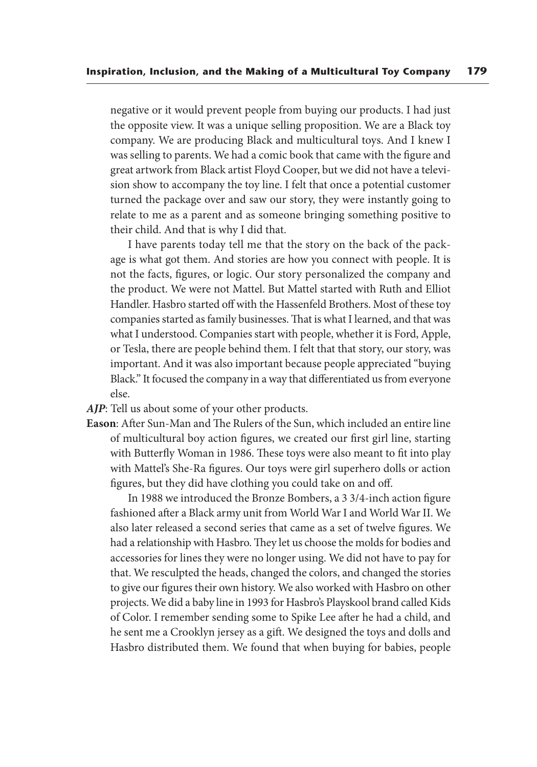negative or it would prevent people from buying our products. I had just the opposite view. It was a unique selling proposition. We are a Black toy company. We are producing Black and multicultural toys. And I knew I was selling to parents. We had a comic book that came with the figure and great artwork from Black artist Floyd Cooper, but we did not have a television show to accompany the toy line. I felt that once a potential customer turned the package over and saw our story, they were instantly going to relate to me as a parent and as someone bringing something positive to their child. And that is why I did that.

I have parents today tell me that the story on the back of the package is what got them. And stories are how you connect with people. It is not the facts, figures, or logic. Our story personalized the company and the product. We were not Mattel. But Mattel started with Ruth and Elliot Handler. Hasbro started off with the Hassenfeld Brothers. Most of these toy companies started as family businesses. That is what I learned, and that was what I understood. Companies start with people, whether it is Ford, Apple, or Tesla, there are people behind them. I felt that that story, our story, was important. And it was also important because people appreciated "buying Black." It focused the company in a way that differentiated us from everyone else.

***AJP***: Tell us about some of your other products.

**Eason**: After Sun-Man and The Rulers of the Sun, which included an entire line of multicultural boy action figures, we created our first girl line, starting with Butterfly Woman in 1986. These toys were also meant to fit into play with Mattel's She-Ra figures. Our toys were girl superhero dolls or action figures, but they did have clothing you could take on and off.

In 1988 we introduced the Bronze Bombers, a 3 3/4-inch action figure fashioned after a Black army unit from World War I and World War II. We also later released a second series that came as a set of twelve figures. We had a relationship with Hasbro. They let us choose the molds for bodies and accessories for lines they were no longer using. We did not have to pay for that. We resculpted the heads, changed the colors, and changed the stories to give our figures their own history. We also worked with Hasbro on other projects. We did a baby line in 1993 for Hasbro's Playskool brand called Kids of Color. I remember sending some to Spike Lee after he had a child, and he sent me a Crooklyn jersey as a gift. We designed the toys and dolls and Hasbro distributed them. We found that when buying for babies, people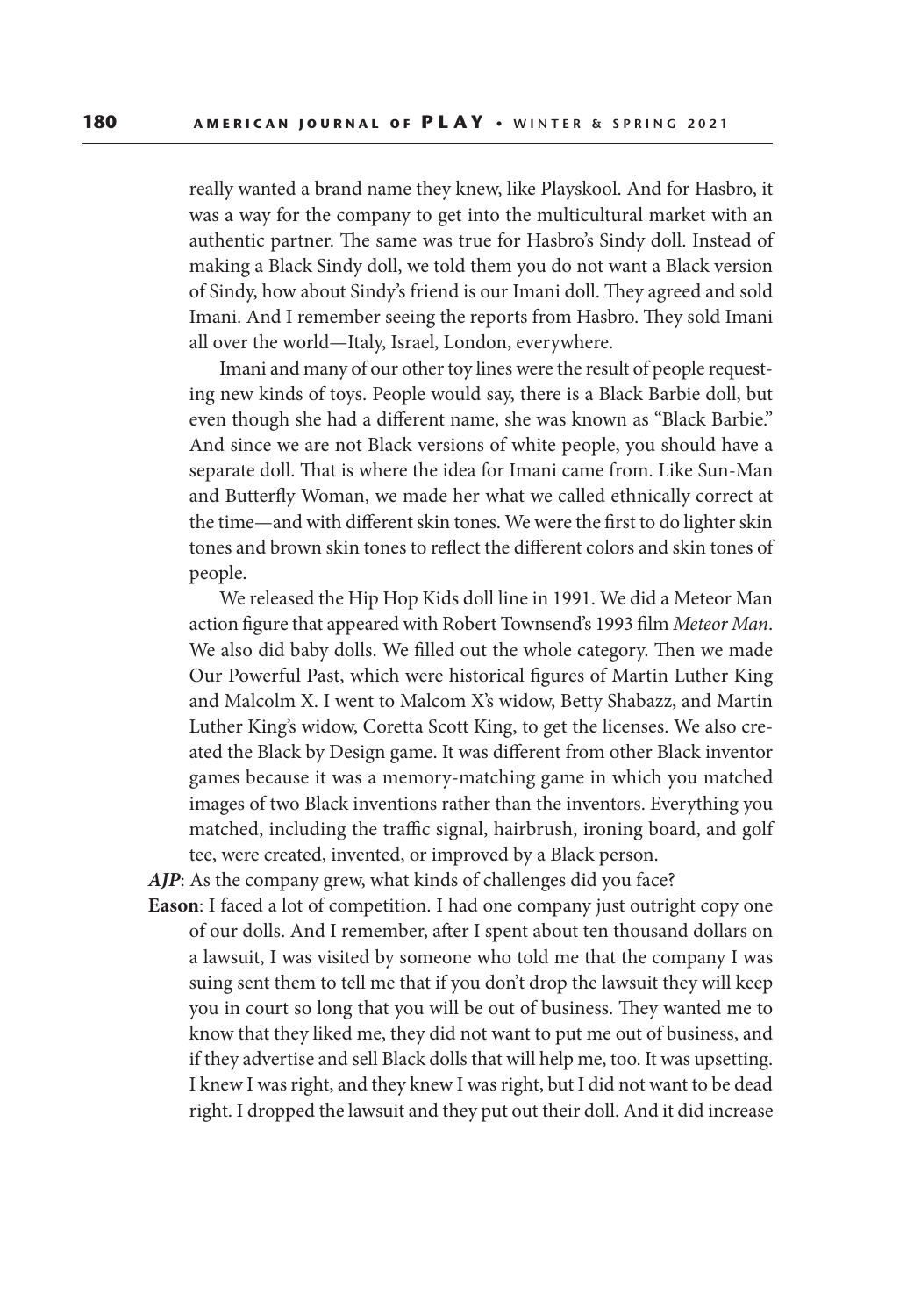really wanted a brand name they knew, like Playskool. And for Hasbro, it was a way for the company to get into the multicultural market with an authentic partner. The same was true for Hasbro's Sindy doll. Instead of making a Black Sindy doll, we told them you do not want a Black version of Sindy, how about Sindy's friend is our Imani doll. They agreed and sold Imani. And I remember seeing the reports from Hasbro. They sold Imani all over the world—Italy, Israel, London, everywhere.

Imani and many of our other toy lines were the result of people requesting new kinds of toys. People would say, there is a Black Barbie doll, but even though she had a different name, she was known as "Black Barbie." And since we are not Black versions of white people, you should have a separate doll. That is where the idea for Imani came from. Like Sun-Man and Butterfly Woman, we made her what we called ethnically correct at the time—and with different skin tones. We were the first to do lighter skin tones and brown skin tones to reflect the different colors and skin tones of people.

We released the Hip Hop Kids doll line in 1991. We did a Meteor Man action figure that appeared with Robert Townsend's 1993 film *Meteor Man*. We also did baby dolls. We filled out the whole category. Then we made Our Powerful Past, which were historical figures of Martin Luther King and Malcolm X. I went to Malcom X's widow, Betty Shabazz, and Martin Luther King's widow, Coretta Scott King, to get the licenses. We also created the Black by Design game. It was different from other Black inventor games because it was a memory-matching game in which you matched images of two Black inventions rather than the inventors. Everything you matched, including the traffic signal, hairbrush, ironing board, and golf tee, were created, invented, or improved by a Black person.

***AJP***: As the company grew, what kinds of challenges did you face?

**Eason**: I faced a lot of competition. I had one company just outright copy one of our dolls. And I remember, after I spent about ten thousand dollars on a lawsuit, I was visited by someone who told me that the company I was suing sent them to tell me that if you don't drop the lawsuit they will keep you in court so long that you will be out of business. They wanted me to know that they liked me, they did not want to put me out of business, and if they advertise and sell Black dolls that will help me, too. It was upsetting. I knew I was right, and they knew I was right, but I did not want to be dead right. I dropped the lawsuit and they put out their doll. And it did increase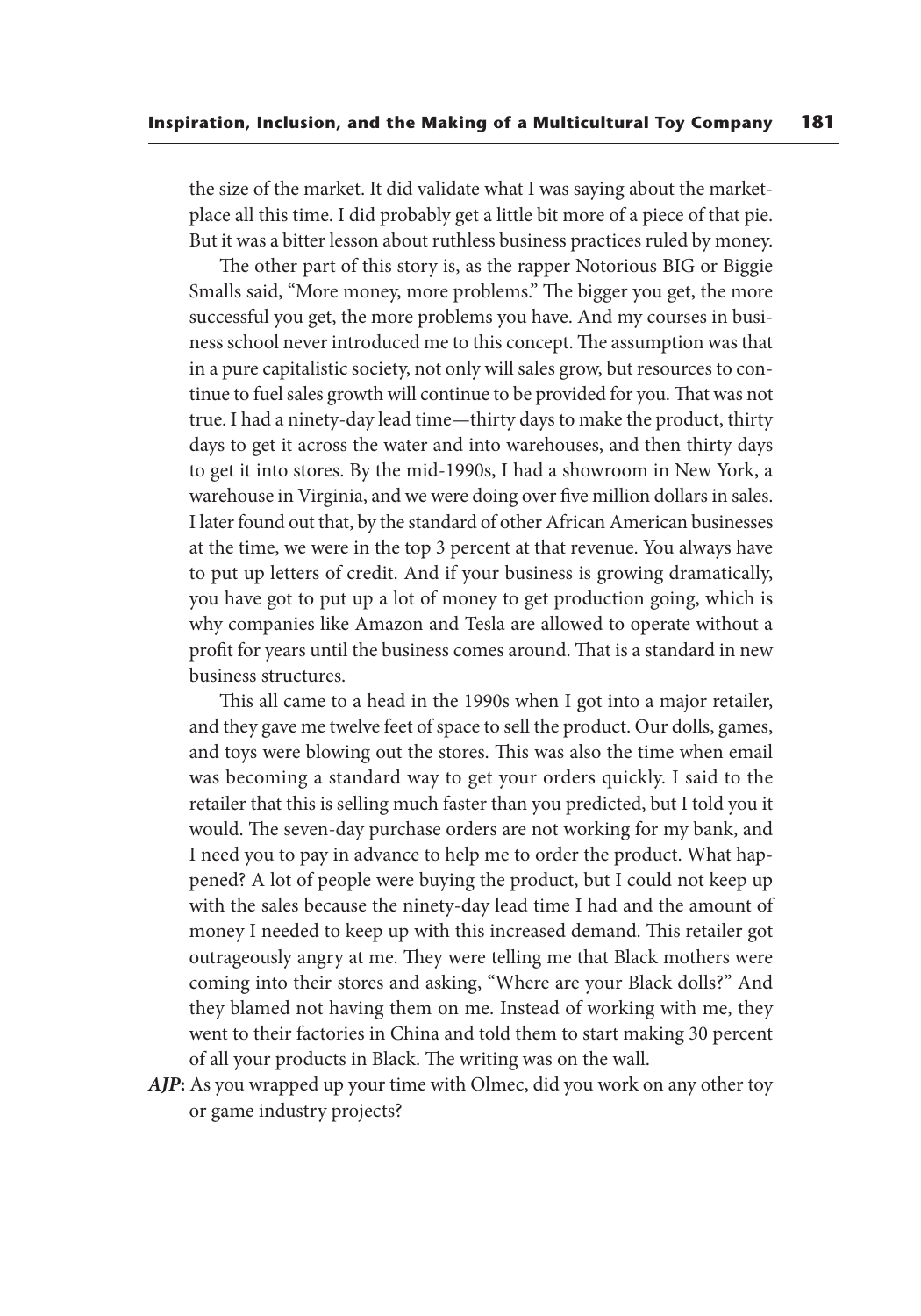the size of the market. It did validate what I was saying about the marketplace all this time. I did probably get a little bit more of a piece of that pie. But it was a bitter lesson about ruthless business practices ruled by money.

The other part of this story is, as the rapper Notorious BIG or Biggie Smalls said, "More money, more problems." The bigger you get, the more successful you get, the more problems you have. And my courses in business school never introduced me to this concept. The assumption was that in a pure capitalistic society, not only will sales grow, but resources to continue to fuel sales growth will continue to be provided for you. That was not true. I had a ninety-day lead time—thirty days to make the product, thirty days to get it across the water and into warehouses, and then thirty days to get it into stores. By the mid-1990s, I had a showroom in New York, a warehouse in Virginia, and we were doing over five million dollars in sales. I later found out that, by the standard of other African American businesses at the time, we were in the top 3 percent at that revenue. You always have to put up letters of credit. And if your business is growing dramatically, you have got to put up a lot of money to get production going, which is why companies like Amazon and Tesla are allowed to operate without a profit for years until the business comes around. That is a standard in new business structures.

This all came to a head in the 1990s when I got into a major retailer, and they gave me twelve feet of space to sell the product. Our dolls, games, and toys were blowing out the stores. This was also the time when email was becoming a standard way to get your orders quickly. I said to the retailer that this is selling much faster than you predicted, but I told you it would. The seven-day purchase orders are not working for my bank, and I need you to pay in advance to help me to order the product. What happened? A lot of people were buying the product, but I could not keep up with the sales because the ninety-day lead time I had and the amount of money I needed to keep up with this increased demand. This retailer got outrageously angry at me. They were telling me that Black mothers were coming into their stores and asking, "Where are your Black dolls?" And they blamed not having them on me. Instead of working with me, they went to their factories in China and told them to start making 30 percent of all your products in Black. The writing was on the wall.

***AJP*:** As you wrapped up your time with Olmec, did you work on any other toy or game industry projects?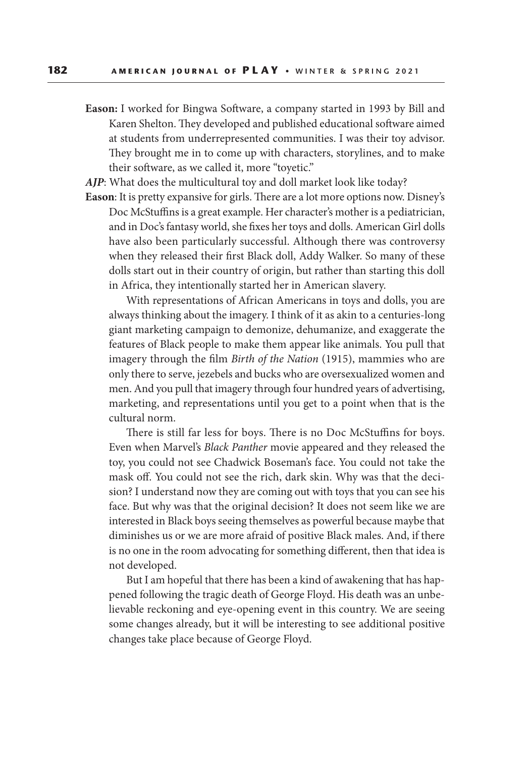**Eason:** I worked for Bingwa Software, a company started in 1993 by Bill and Karen Shelton. They developed and published educational software aimed at students from underrepresented communities. I was their toy advisor. They brought me in to come up with characters, storylines, and to make their software, as we called it, more "toyetic."

***AJP***: What does the multicultural toy and doll market look like today?

**Eason**: It is pretty expansive for girls. There are a lot more options now. Disney's Doc McStuffins is a great example. Her character's mother is a pediatrician, and in Doc's fantasy world, she fixes her toys and dolls. American Girl dolls have also been particularly successful. Although there was controversy when they released their first Black doll, Addy Walker. So many of these dolls start out in their country of origin, but rather than starting this doll in Africa, they intentionally started her in American slavery.

With representations of African Americans in toys and dolls, you are always thinking about the imagery. I think of it as akin to a centuries-long giant marketing campaign to demonize, dehumanize, and exaggerate the features of Black people to make them appear like animals. You pull that imagery through the film *Birth of the Nation* (1915), mammies who are only there to serve, jezebels and bucks who are oversexualized women and men. And you pull that imagery through four hundred years of advertising, marketing, and representations until you get to a point when that is the cultural norm.

There is still far less for boys. There is no Doc McStuffins for boys. Even when Marvel's *Black Panther* movie appeared and they released the toy, you could not see Chadwick Boseman's face. You could not take the mask off. You could not see the rich, dark skin. Why was that the decision? I understand now they are coming out with toys that you can see his face. But why was that the original decision? It does not seem like we are interested in Black boys seeing themselves as powerful because maybe that diminishes us or we are more afraid of positive Black males. And, if there is no one in the room advocating for something different, then that idea is not developed.

But I am hopeful that there has been a kind of awakening that has happened following the tragic death of George Floyd. His death was an unbelievable reckoning and eye-opening event in this country. We are seeing some changes already, but it will be interesting to see additional positive changes take place because of George Floyd.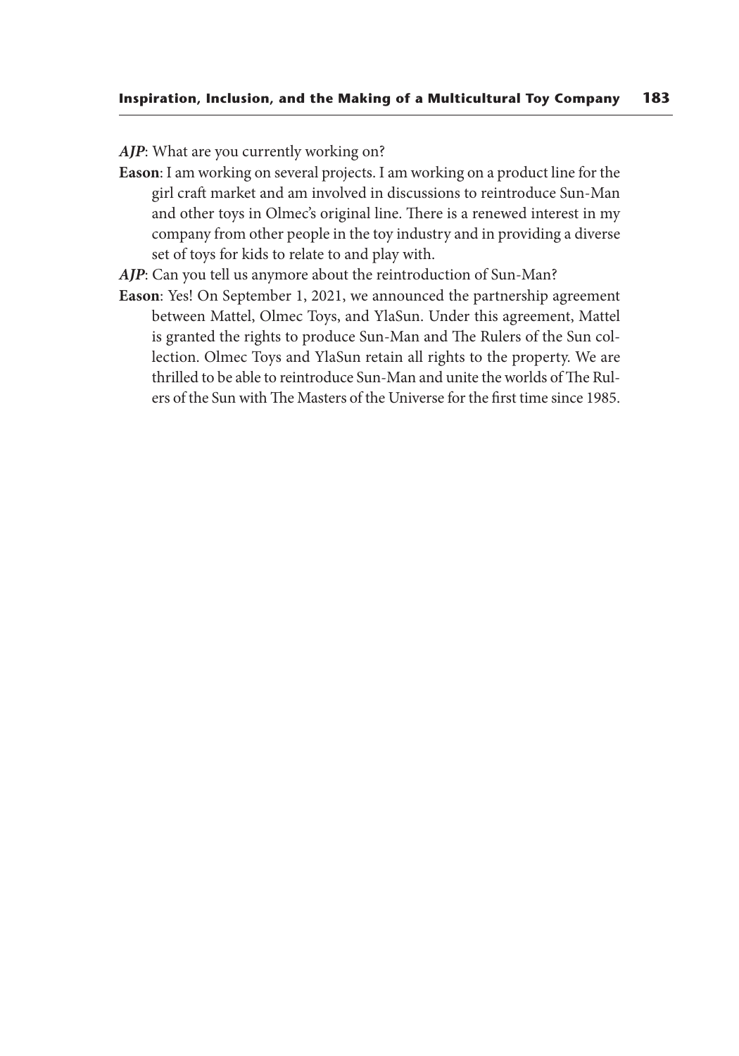***AJP***: What are you currently working on?

**Eason**: I am working on several projects. I am working on a product line for the girl craft market and am involved in discussions to reintroduce Sun-Man and other toys in Olmec's original line. There is a renewed interest in my company from other people in the toy industry and in providing a diverse set of toys for kids to relate to and play with.

***AJP***: Can you tell us anymore about the reintroduction of Sun-Man?

**Eason**: Yes! On September 1, 2021, we announced the partnership agreement between Mattel, Olmec Toys, and YlaSun. Under this agreement, Mattel is granted the rights to produce Sun-Man and The Rulers of the Sun collection. Olmec Toys and YlaSun retain all rights to the property. We are thrilled to be able to reintroduce Sun-Man and unite the worlds of The Rulers of the Sun with The Masters of the Universe for the first time since 1985.